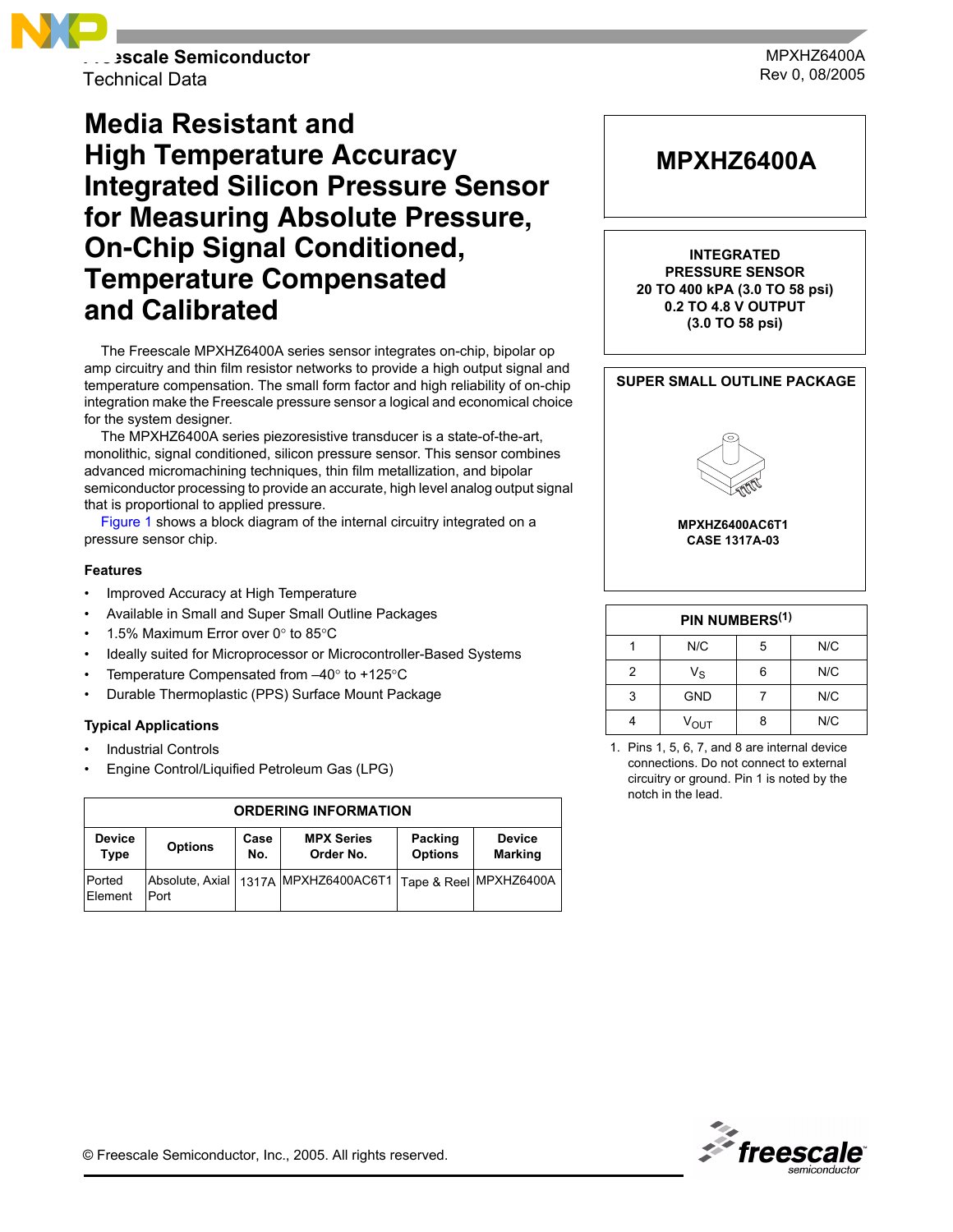Freescale Semiconductor
Technical Data

MPXHZ6400A
Rev 0, 08/2005

# Media Resistant and High Temperature Accuracy Integrated Silicon Pressure Sensor for Measuring Absolute Pressure, On-Chip Signal Conditioned, Temperature Compensated and Calibrated

The Freescale MPXHZ6400A series sensor integrates on-chip, bipolar op amp circuitry and thin film resistor networks to provide a high output signal and temperature compensation. The small form factor and high reliability of on-chip integration make the Freescale pressure sensor a logical and economical choice for the system designer.

The MPXHZ6400A series piezoresistive transducer is a state-of-the-art, monolithic, signal conditioned, silicon pressure sensor. This sensor combines advanced micromachining techniques, thin film metallization, and bipolar semiconductor processing to provide an accurate, high level analog output signal that is proportional to applied pressure.

Figure 1 shows a block diagram of the internal circuitry integrated on a pressure sensor chip.

### Features

- Improved Accuracy at High Temperature
- Available in Small and Super Small Outline Packages
- 1.5% Maximum Error over 0° to 85°C
- Ideally suited for Microprocessor or Microcontroller-Based Systems
- Temperature Compensated from –40° to +125°C
- Durable Thermoplastic (PPS) Surface Mount Package

### Typical Applications

- Industrial Controls
- Engine Control/Liquified Petroleum Gas (LPG)

| ORDERING INFORMATION | | | | | |
|---|---|---|---|---|---|
| Device Type | Options | Case No. | MPX Series Order No. | Packing Options | Device Marking |
| Ported Element | Absolute, Axial Port | 1317A | MPXHZ6400AC6T1 | Tape & Reel | MPXHZ6400A |

**MPXHZ6400A**

**INTEGRATED PRESSURE SENSOR**
**20 TO 400 kPA (3.0 TO 58 psi)**
**0.2 TO 4.8 V OUTPUT**
**(3.0 TO 58 psi)**

**SUPER SMALL OUTLINE PACKAGE**

**MPXHZ6400AC6T1**
**CASE 1317A-03**

| PIN NUMBERS[(1)] | | | |
|---|---|---|---|
| 1 | N/C | 5 | N/C |
| 2 | $V_S$ | 6 | N/C |
| 3 | GND | 7 | N/C |
| 4 | $V_{OUT}$ | 8 | N/C |

1. Pins 1, 5, 6, 7, and 8 are internal device connections. Do not connect to external circuitry or ground. Pin 1 is noted by the notch in the lead.

© Freescale Semiconductor, Inc., 2005. All rights reserved.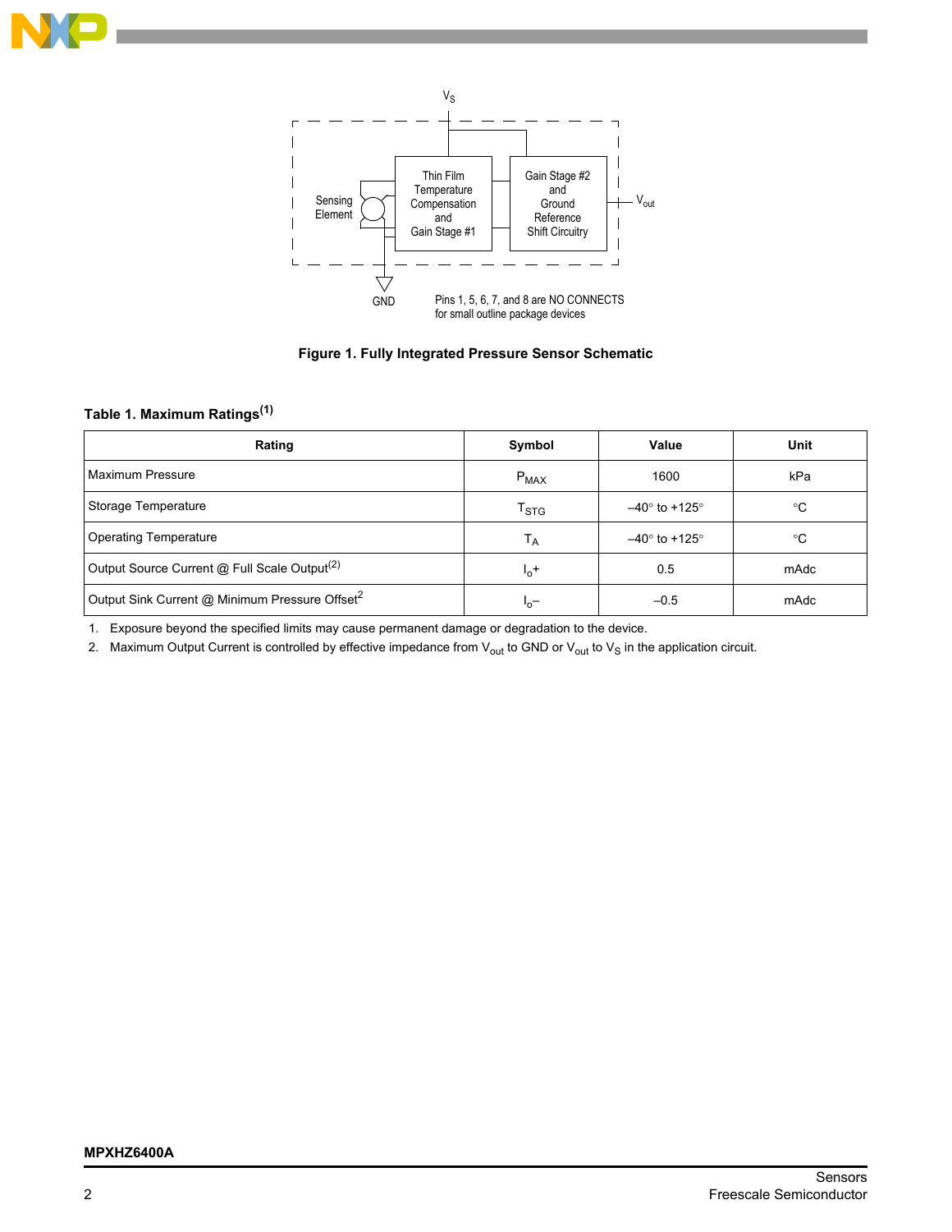Figure 1. Fully Integrated Pressure Sensor Schematic

### Table 1. Maximum Ratings[(1)]

| Rating | Symbol | Value | Unit |
|---|---|---|---|
| Maximum Pressure | $P_{MAX}$ | 1600 | kPa |
| Storage Temperature | $T_{STG}$ | –40° to +125° | °C |
| Operating Temperature | $T_A$ | –40° to +125° | °C |
| Output Source Current @ Full Scale Output[(2)] | $I_o+$ | 0.5 | mAdc |
| Output Sink Current @ Minimum Pressure Offset[2] | $I_o-$ | –0.5 | mAdc |

1. Exposure beyond the specified limits may cause permanent damage or degradation to the device.
2. Maximum Output Current is controlled by effective impedance from $V_{out}$ to GND or $V_{out}$ to $V_S$ in the application circuit.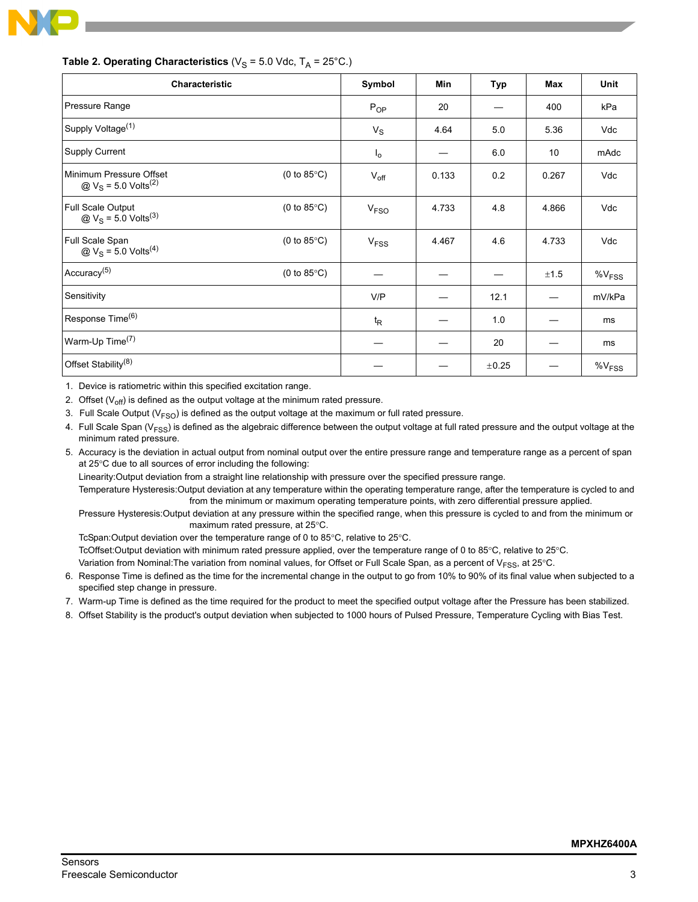**Table 2. Operating Characteristics** ($V_S$ = 5.0 Vdc, $T_A$ = 25°C.)

| Characteristic | | Symbol | Min | Typ | Max | Unit |
|---|---|---|---|---|---|---|
| Pressure Range | | $P_{OP}$ | 20 | — | 400 | kPa |
| Supply Voltage[1] | | $V_S$ | 4.64 | 5.0 | 5.36 | Vdc |
| Supply Current | | $I_o$ | — | 6.0 | 10 | mAdc |
| Minimum Pressure Offset @ $V_S$ = 5.0 Volts[2] | (0 to 85°C) | $V_{off}$ | 0.133 | 0.2 | 0.267 | Vdc |
| Full Scale Output @ $V_S$ = 5.0 Volts[3] | (0 to 85°C) | $V_{FSO}$ | 4.733 | 4.8 | 4.866 | Vdc |
| Full Scale Span @ $V_S$ = 5.0 Volts[4] | (0 to 85°C) | $V_{FSS}$ | 4.467 | 4.6 | 4.733 | Vdc |
| Accuracy[5] | (0 to 85°C) | — | — | — | ±1.5 | $\%V_{FSS}$ |
| Sensitivity | | V/P | — | 12.1 | — | mV/kPa |
| Response Time[6] | | $t_R$ | — | 1.0 | — | ms |
| Warm-Up Time[7] | | — | — | 20 | — | ms |
| Offset Stability[8] | | — | — | ±0.25 | — | $\%V_{FSS}$ |

1. Device is ratiometric within this specified excitation range.
2. Offset ($V_{off}$) is defined as the output voltage at the minimum rated pressure.
3. Full Scale Output ($V_{FSO}$) is defined as the output voltage at the maximum or full rated pressure.
4. Full Scale Span ($V_{FSS}$) is defined as the algebraic difference between the output voltage at full rated pressure and the output voltage at the minimum rated pressure.
5. Accuracy is the deviation in actual output from nominal output over the entire pressure range and temperature range as a percent of span at 25°C due to all sources of error including the following:
   Linearity: Output deviation from a straight line relationship with pressure over the specified pressure range.
   Temperature Hysteresis: Output deviation at any temperature within the operating temperature range, after the temperature is cycled to and from the minimum or maximum operating temperature points, with zero differential pressure applied.
   Pressure Hysteresis: Output deviation at any pressure within the specified range, when this pressure is cycled to and from the minimum or maximum rated pressure, at 25°C.
   TcSpan: Output deviation over the temperature range of 0 to 85°C, relative to 25°C.
   TcOffset: Output deviation with minimum rated pressure applied, over the temperature range of 0 to 85°C, relative to 25°C.
   Variation from Nominal: The variation from nominal values, for Offset or Full Scale Span, as a percent of $V_{FSS}$, at 25°C.
6. Response Time is defined as the time for the incremental change in the output to go from 10% to 90% of its final value when subjected to a specified step change in pressure.
7. Warm-up Time is defined as the time required for the product to meet the specified output voltage after the Pressure has been stabilized.
8. Offset Stability is the product's output deviation when subjected to 1000 hours of Pulsed Pressure, Temperature Cycling with Bias Test.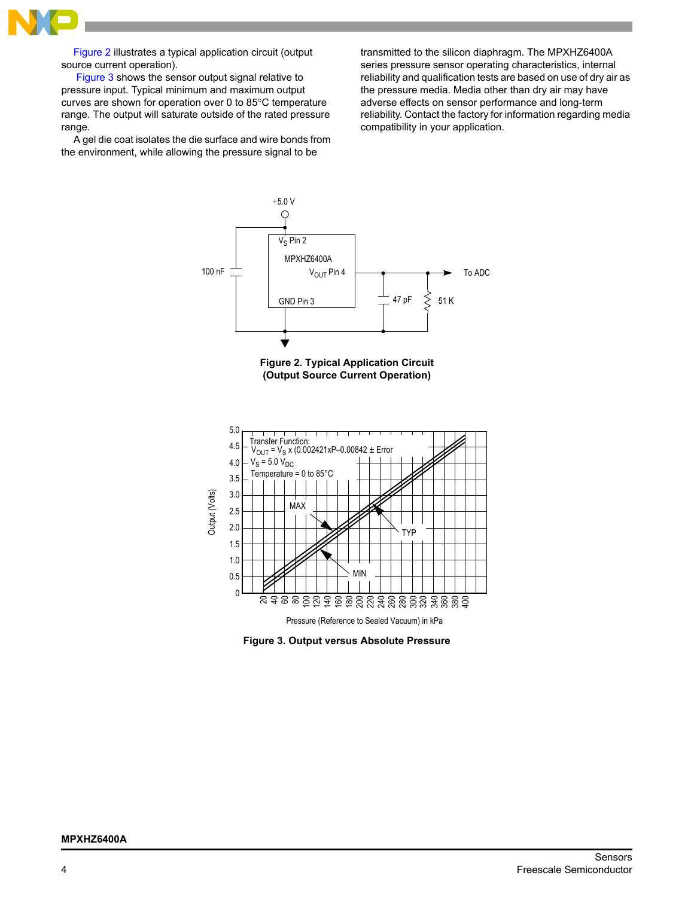Figure 2 illustrates a typical application circuit (output source current operation).

Figure 3 shows the sensor output signal relative to pressure input. Typical minimum and maximum output curves are shown for operation over 0 to 85°C temperature range. The output will saturate outside of the rated pressure range.

A gel die coat isolates the die surface and wire bonds from the environment, while allowing the pressure signal to be transmitted to the silicon diaphragm. The MPXHZ6400A series pressure sensor operating characteristics, internal reliability and qualification tests are based on use of dry air as the pressure media. Media other than dry air may have adverse effects on sensor performance and long-term reliability. Contact the factory for information regarding media compatibility in your application.

**Figure 2. Typical Application Circuit (Output Source Current Operation)**

Transfer Function: $V_{OUT} = V_S \times (0.002421 \times P - 0.00842 \pm \text{Error}$
$V_S = 5.0\ V_{DC}$
Temperature = 0 to 85°C

**Figure 3. Output versus Absolute Pressure**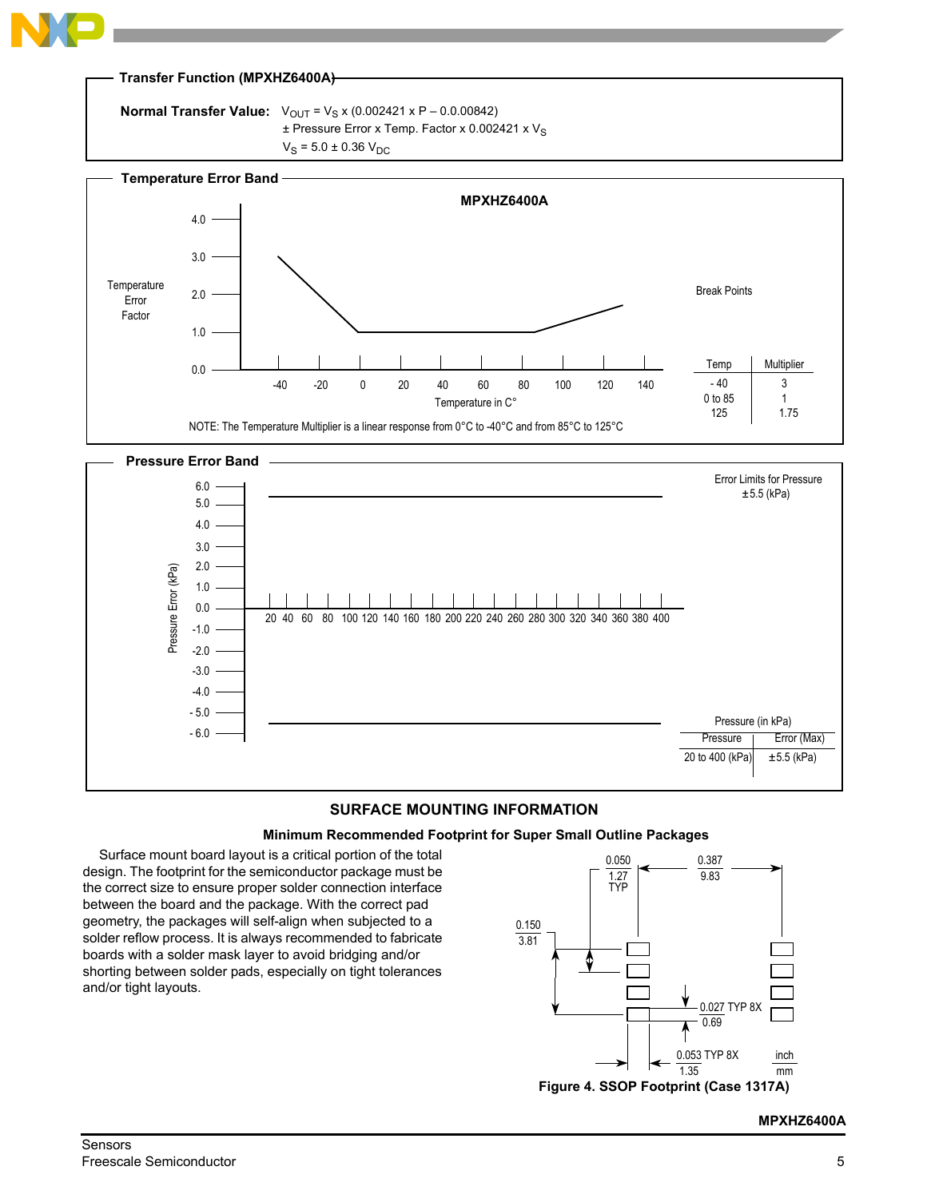## Transfer Function (MPXHZ6400A)

**Normal Transfer Value:** $V_{OUT} = V_S \times (0.002421 \times P - 0.0.00842)$
$\pm$ Pressure Error x Temp. Factor x 0.002421 x $V_S$
$V_S = 5.0 \pm 0.36\ V_{DC}$

## Temperature Error Band

**MPXHZ6400A**

Temperature Error Factor (0.0 to 4.0) vs. Temperature in C° (-40 to 140)

Break Points

| Temp | Multiplier |
|---|---|
| - 40 | 3 |
| 0 to 85 | 1 |
| 125 | 1.75 |

NOTE: The Temperature Multiplier is a linear response from 0°C to -40°C and from 85°C to 125°C

## Pressure Error Band

Pressure Error (kPa) (-6.0 to 6.0) vs. Pressure (20 to 400)

Error Limits for Pressure
±5.5 (kPa)

Pressure (in kPa)

| Pressure | Error (Max) |
|---|---|
| 20 to 400 (kPa) | ±5.5 (kPa) |

## SURFACE MOUNTING INFORMATION

### Minimum Recommended Footprint for Super Small Outline Packages

Surface mount board layout is a critical portion of the total design. The footprint for the semiconductor package must be the correct size to ensure proper solder connection interface between the board and the package. With the correct pad geometry, the packages will self-align when subjected to a solder reflow process. It is always recommended to fabricate boards with a solder mask layer to avoid bridging and/or shorting between solder pads, especially on tight tolerances and/or tight layouts.

0.050 / 1.27 TYP; 0.387 / 9.83; 0.150 / 3.81; 0.027 TYP 8X / 0.69; 0.053 TYP 8X / 1.35; inch / mm

**Figure 4. SSOP Footprint (Case 1317A)**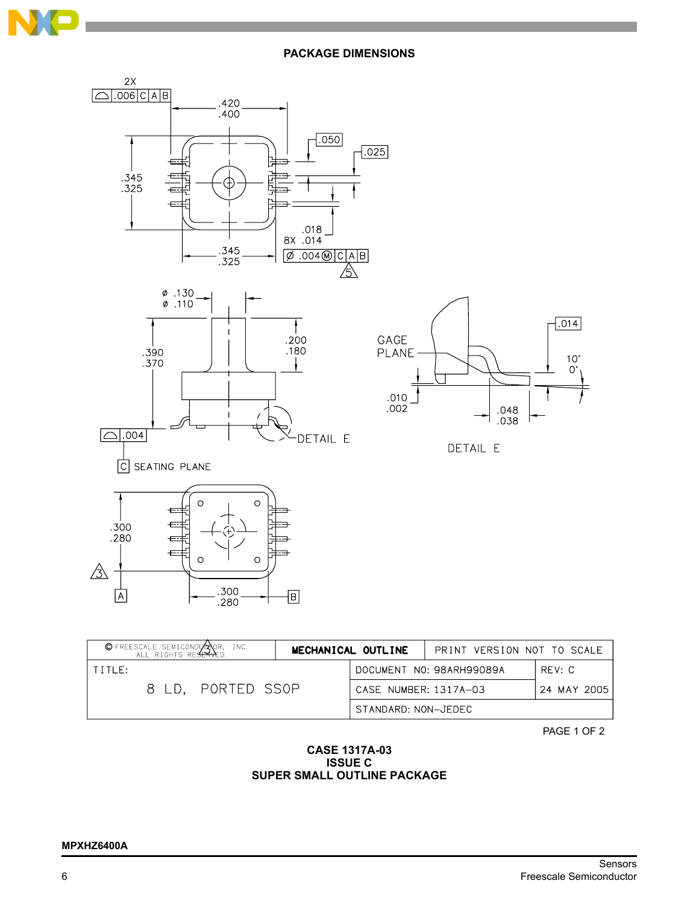## PACKAGE DIMENSIONS

2X .006 C A B

.420
.400

.050

.025

.345
.325

.018
8X .014

.345
.325

Ø .004 Ⓜ C A B

5

Ø .130
Ø .110

.390
.370

.200
.180

GAGE PLANE

.014

10°
0°

.010
.002

.048
.038

.004

DETAIL E

DETAIL E

C SEATING PLANE

.300
.280

3

A

.300
.280

B

| © FREESCALE SEMICONDUCTOR, INC. ALL RIGHTS RESERVED. | MECHANICAL OUTLINE | PRINT VERSION NOT TO SCALE |
|---|---|---|
| TITLE: 8 LD, PORTED SSOP | DOCUMENT NO: 98ARH99089A | REV: C |
| | CASE NUMBER: 1317A–03 | 24 MAY 2005 |
| | STANDARD: NON–JEDEC | |

PAGE 1 OF 2

**CASE 1317A-03**
**ISSUE C**
**SUPER SMALL OUTLINE PACKAGE**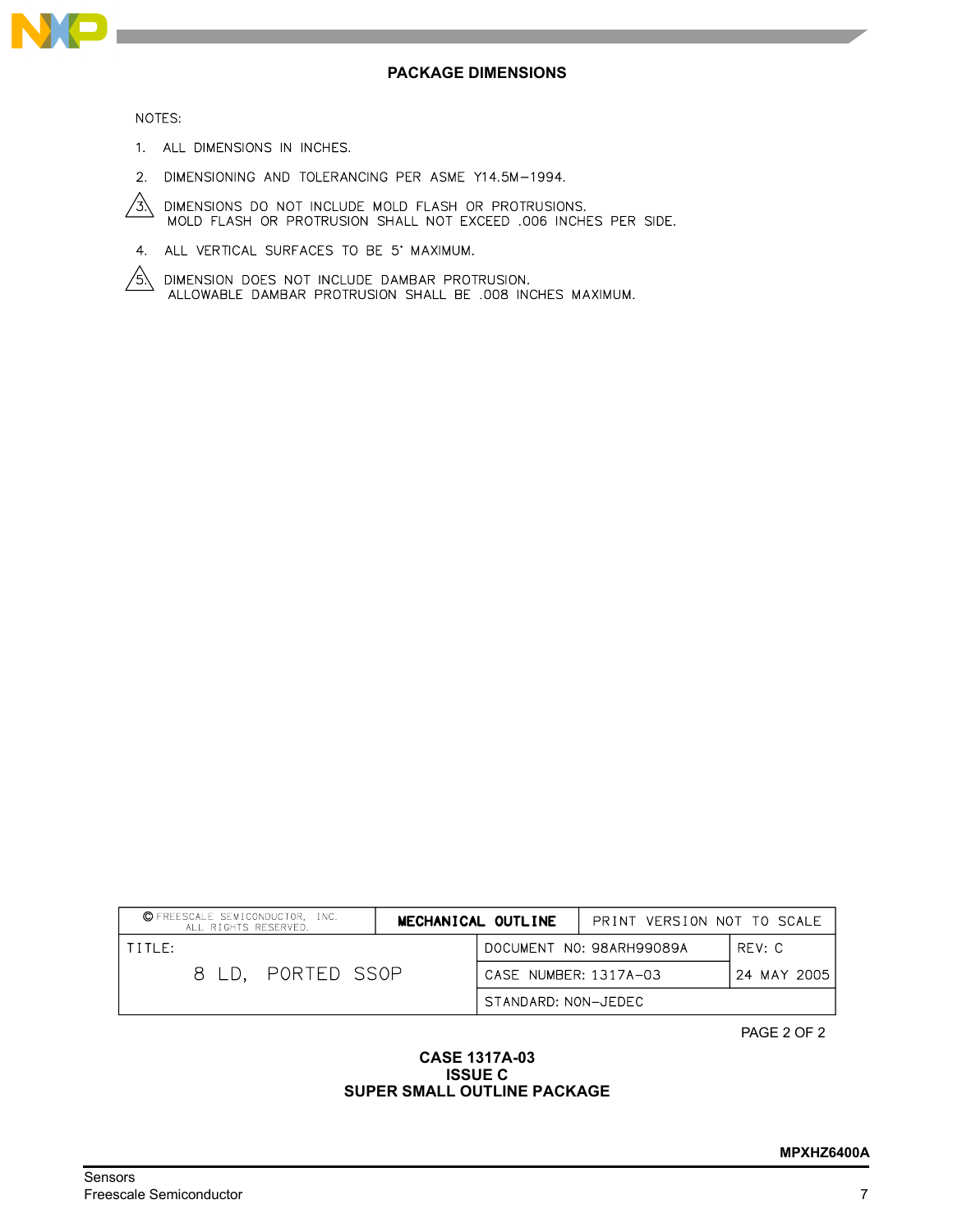## PACKAGE DIMENSIONS

NOTES:

1. ALL DIMENSIONS IN INCHES.
2. DIMENSIONING AND TOLERANCING PER ASME Y14.5M−1994.
3. DIMENSIONS DO NOT INCLUDE MOLD FLASH OR PROTRUSIONS. MOLD FLASH OR PROTRUSION SHALL NOT EXCEED .006 INCHES PER SIDE.
4. ALL VERTICAL SURFACES TO BE 5° MAXIMUM.
5. DIMENSION DOES NOT INCLUDE DAMBAR PROTRUSION. ALLOWABLE DAMBAR PROTRUSION SHALL BE .008 INCHES MAXIMUM.

| © FREESCALE SEMICONDUCTOR, INC. ALL RIGHTS RESERVED. | MECHANICAL OUTLINE | PRINT VERSION NOT TO SCALE | |
|---|---|---|---|
| TITLE: 8 LD, PORTED SSOP | | DOCUMENT NO: 98ARH99089A | REV: C |
| | | CASE NUMBER: 1317A−03 | 24 MAY 2005 |
| | | STANDARD: NON−JEDEC | |

PAGE 2 OF 2

**CASE 1317A-03**
**ISSUE C**
**SUPER SMALL OUTLINE PACKAGE**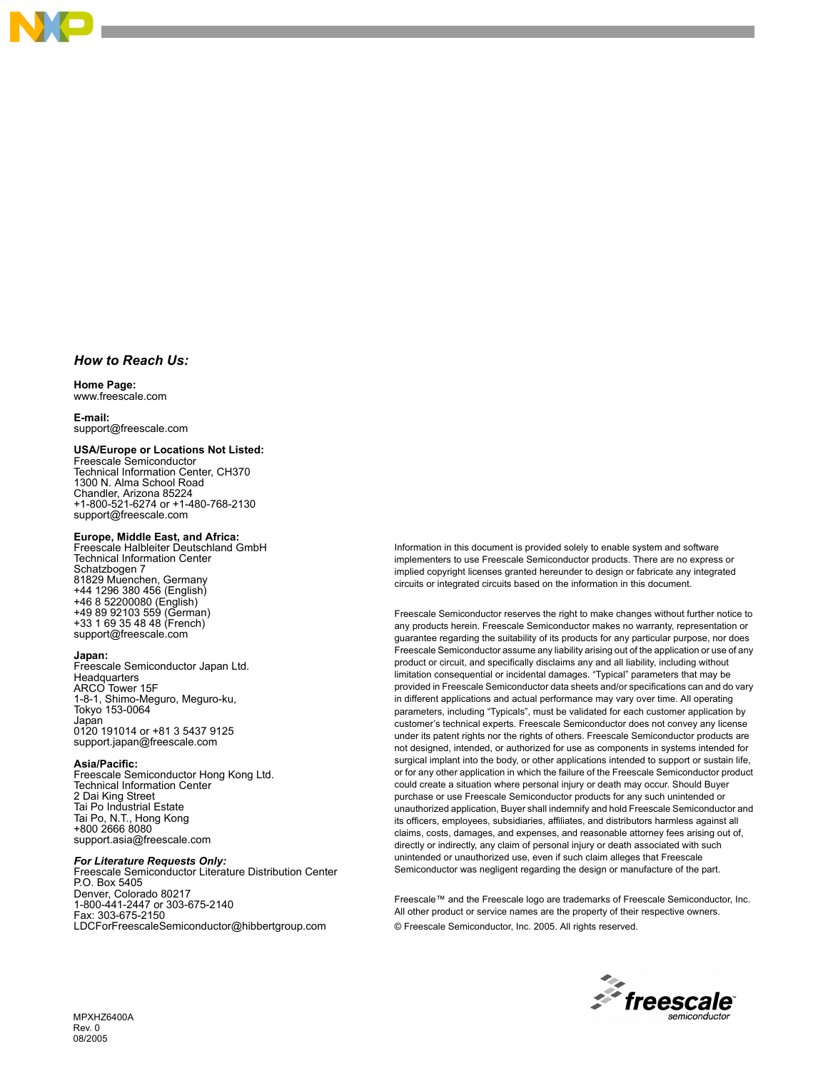*How to Reach Us:*

**Home Page:**
www.freescale.com

**E-mail:**
support@freescale.com

**USA/Europe or Locations Not Listed:**
Freescale Semiconductor
Technical Information Center, CH370
1300 N. Alma School Road
Chandler, Arizona 85224
+1-800-521-6274 or +1-480-768-2130
support@freescale.com

**Europe, Middle East, and Africa:**
Freescale Halbleiter Deutschland GmbH
Technical Information Center
Schatzbogen 7
81829 Muenchen, Germany
+44 1296 380 456 (English)
+46 8 52200080 (English)
+49 89 92103 559 (German)
+33 1 69 35 48 48 (French)
support@freescale.com

**Japan:**
Freescale Semiconductor Japan Ltd.
Headquarters
ARCO Tower 15F
1-8-1, Shimo-Meguro, Meguro-ku,
Tokyo 153-0064
Japan
0120 191014 or +81 3 5437 9125
support.japan@freescale.com

**Asia/Pacific:**
Freescale Semiconductor Hong Kong Ltd.
Technical Information Center
2 Dai King Street
Tai Po Industrial Estate
Tai Po, N.T., Hong Kong
+800 2666 8080
support.asia@freescale.com

***For Literature Requests Only:***
Freescale Semiconductor Literature Distribution Center
P.O. Box 5405
Denver, Colorado 80217
1-800-441-2447 or 303-675-2140
Fax: 303-675-2150
LDCForFreescaleSemiconductor@hibbertgroup.com

Information in this document is provided solely to enable system and software implementers to use Freescale Semiconductor products. There are no express or implied copyright licenses granted hereunder to design or fabricate any integrated circuits or integrated circuits based on the information in this document.

Freescale Semiconductor reserves the right to make changes without further notice to any products herein. Freescale Semiconductor makes no warranty, representation or guarantee regarding the suitability of its products for any particular purpose, nor does Freescale Semiconductor assume any liability arising out of the application or use of any product or circuit, and specifically disclaims any and all liability, including without limitation consequential or incidental damages. "Typical" parameters that may be provided in Freescale Semiconductor data sheets and/or specifications can and do vary in different applications and actual performance may vary over time. All operating parameters, including "Typicals", must be validated for each customer application by customer's technical experts. Freescale Semiconductor does not convey any license under its patent rights nor the rights of others. Freescale Semiconductor products are not designed, intended, or authorized for use as components in systems intended for surgical implant into the body, or other applications intended to support or sustain life, or for any other application in which the failure of the Freescale Semiconductor product could create a situation where personal injury or death may occur. Should Buyer purchase or use Freescale Semiconductor products for any such unintended or unauthorized application, Buyer shall indemnify and hold Freescale Semiconductor and its officers, employees, subsidiaries, affiliates, and distributors harmless against all claims, costs, damages, and expenses, and reasonable attorney fees arising out of, directly or indirectly, any claim of personal injury or death associated with such unintended or unauthorized use, even if such claim alleges that Freescale Semiconductor was negligent regarding the design or manufacture of the part.

Freescale™ and the Freescale logo are trademarks of Freescale Semiconductor, Inc. All other product or service names are the property of their respective owners.

© Freescale Semiconductor, Inc. 2005. All rights reserved.

MPXHZ6400A
Rev. 0
08/2005